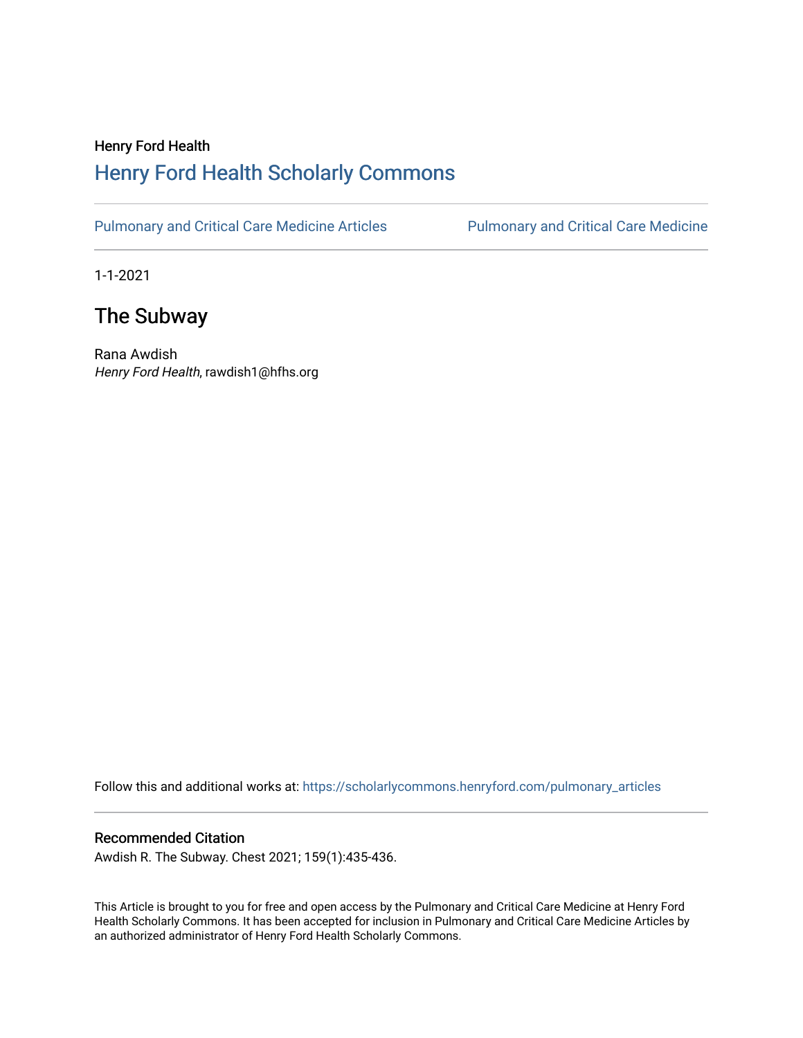Henry Ford Health

# Henry Ford Health Scholarly Commons

Pulmonary and Critical Care Medicine Articles | Pulmonary and Critical Care Medicine

1-1-2021

## The Subway

Rana Awdish
*Henry Ford Health*, rawdish1@hfhs.org

Follow this and additional works at: https://scholarlycommons.henryford.com/pulmonary_articles

### Recommended Citation

Awdish R. The Subway. Chest 2021; 159(1):435-436.

This Article is brought to you for free and open access by the Pulmonary and Critical Care Medicine at Henry Ford Health Scholarly Commons. It has been accepted for inclusion in Pulmonary and Critical Care Medicine Articles by an authorized administrator of Henry Ford Health Scholarly Commons.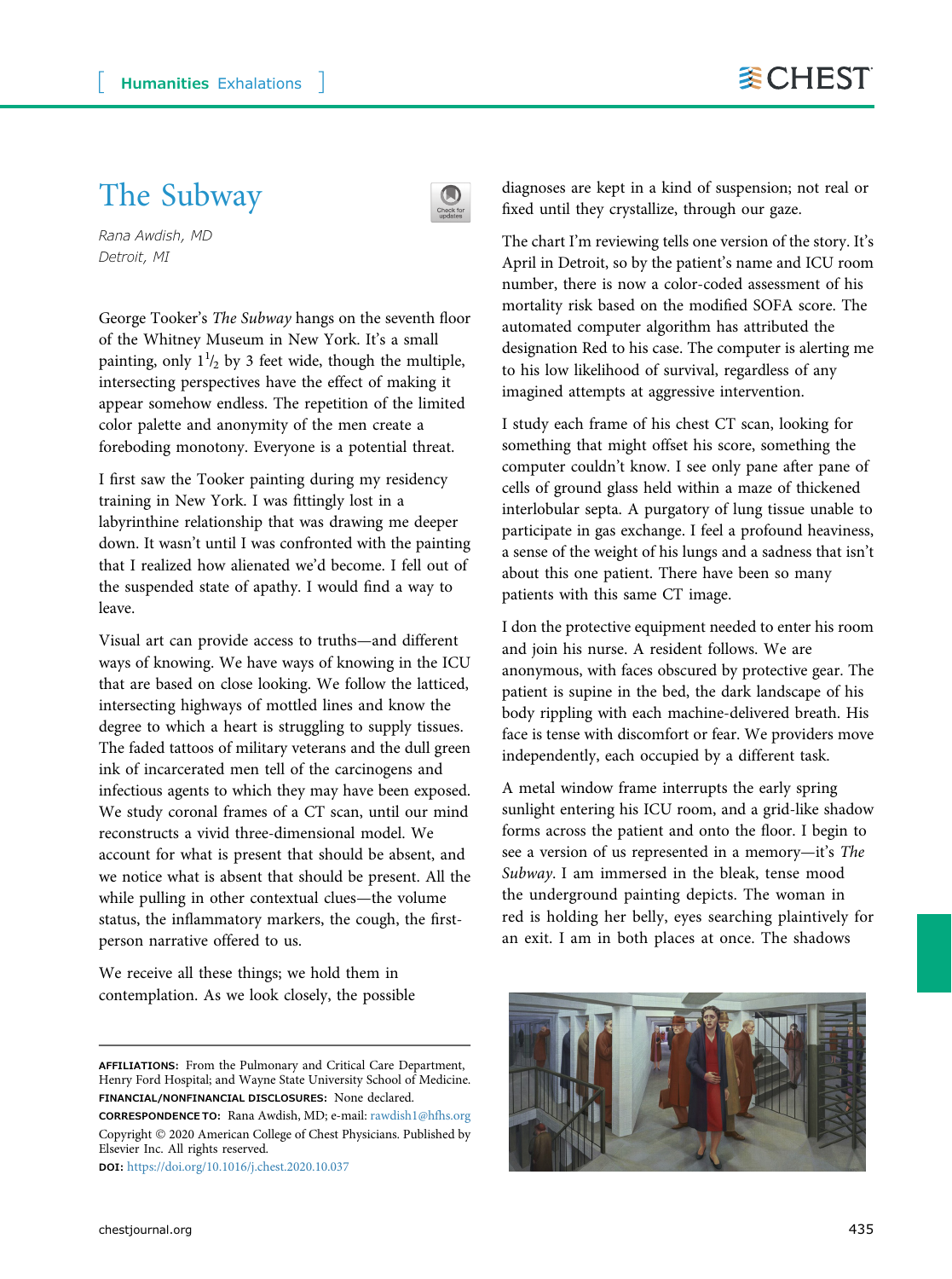# The Subway

*Rana Awdish, MD*
*Detroit, MI*

George Tooker's *The Subway* hangs on the seventh floor of the Whitney Museum in New York. It's a small painting, only $1^1/_2$ by 3 feet wide, though the multiple, intersecting perspectives have the effect of making it appear somehow endless. The repetition of the limited color palette and anonymity of the men create a foreboding monotony. Everyone is a potential threat.

I first saw the Tooker painting during my residency training in New York. I was fittingly lost in a labyrinthine relationship that was drawing me deeper down. It wasn't until I was confronted with the painting that I realized how alienated we'd become. I fell out of the suspended state of apathy. I would find a way to leave.

Visual art can provide access to truths—and different ways of knowing. We have ways of knowing in the ICU that are based on close looking. We follow the latticed, intersecting highways of mottled lines and know the degree to which a heart is struggling to supply tissues. The faded tattoos of military veterans and the dull green ink of incarcerated men tell of the carcinogens and infectious agents to which they may have been exposed. We study coronal frames of a CT scan, until our mind reconstructs a vivid three-dimensional model. We account for what is present that should be absent, and we notice what is absent that should be present. All the while pulling in other contextual clues—the volume status, the inflammatory markers, the cough, the first-person narrative offered to us.

We receive all these things; we hold them in contemplation. As we look closely, the possible diagnoses are kept in a kind of suspension; not real or fixed until they crystallize, through our gaze.

The chart I'm reviewing tells one version of the story. It's April in Detroit, so by the patient's name and ICU room number, there is now a color-coded assessment of his mortality risk based on the modified SOFA score. The automated computer algorithm has attributed the designation Red to his case. The computer is alerting me to his low likelihood of survival, regardless of any imagined attempts at aggressive intervention.

I study each frame of his chest CT scan, looking for something that might offset his score, something the computer couldn't know. I see only pane after pane of cells of ground glass held within a maze of thickened interlobular septa. A purgatory of lung tissue unable to participate in gas exchange. I feel a profound heaviness, a sense of the weight of his lungs and a sadness that isn't about this one patient. There have been so many patients with this same CT image.

I don the protective equipment needed to enter his room and join his nurse. A resident follows. We are anonymous, with faces obscured by protective gear. The patient is supine in the bed, the dark landscape of his body rippling with each machine-delivered breath. His face is tense with discomfort or fear. We providers move independently, each occupied by a different task.

A metal window frame interrupts the early spring sunlight entering his ICU room, and a grid-like shadow forms across the patient and onto the floor. I begin to see a version of us represented in a memory—it's *The Subway*. I am immersed in the bleak, tense mood the underground painting depicts. The woman in red is holding her belly, eyes searching plaintively for an exit. I am in both places at once. The shadows

**AFFILIATIONS:** From the Pulmonary and Critical Care Department, Henry Ford Hospital; and Wayne State University School of Medicine.

**FINANCIAL/NONFINANCIAL DISCLOSURES:** None declared.

**CORRESPONDENCE TO:** Rana Awdish, MD; e-mail: rawdish1@hfhs.org

Copyright © 2020 American College of Chest Physicians. Published by Elsevier Inc. All rights reserved.

**DOI:** https://doi.org/10.1016/j.chest.2020.10.037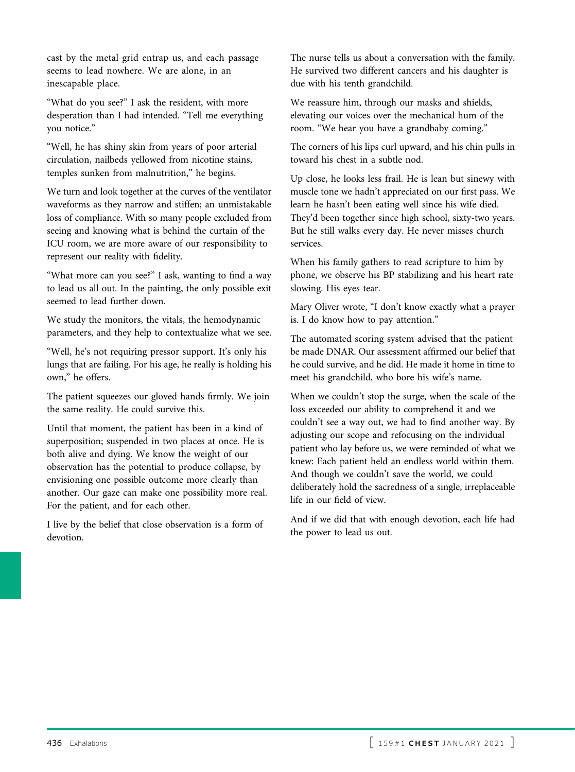cast by the metal grid entrap us, and each passage seems to lead nowhere. We are alone, in an inescapable place.

"What do you see?" I ask the resident, with more desperation than I had intended. "Tell me everything you notice."

"Well, he has shiny skin from years of poor arterial circulation, nailbeds yellowed from nicotine stains, temples sunken from malnutrition," he begins.

We turn and look together at the curves of the ventilator waveforms as they narrow and stiffen; an unmistakable loss of compliance. With so many people excluded from seeing and knowing what is behind the curtain of the ICU room, we are more aware of our responsibility to represent our reality with fidelity.

"What more can you see?" I ask, wanting to find a way to lead us all out. In the painting, the only possible exit seemed to lead further down.

We study the monitors, the vitals, the hemodynamic parameters, and they help to contextualize what we see.

"Well, he's not requiring pressor support. It's only his lungs that are failing. For his age, he really is holding his own," he offers.

The patient squeezes our gloved hands firmly. We join the same reality. He could survive this.

Until that moment, the patient has been in a kind of superposition; suspended in two places at once. He is both alive and dying. We know the weight of our observation has the potential to produce collapse, by envisioning one possible outcome more clearly than another. Our gaze can make one possibility more real. For the patient, and for each other.

I live by the belief that close observation is a form of devotion.

The nurse tells us about a conversation with the family. He survived two different cancers and his daughter is due with his tenth grandchild.

We reassure him, through our masks and shields, elevating our voices over the mechanical hum of the room. "We hear you have a grandbaby coming."

The corners of his lips curl upward, and his chin pulls in toward his chest in a subtle nod.

Up close, he looks less frail. He is lean but sinewy with muscle tone we hadn't appreciated on our first pass. We learn he hasn't been eating well since his wife died. They'd been together since high school, sixty-two years. But he still walks every day. He never misses church services.

When his family gathers to read scripture to him by phone, we observe his BP stabilizing and his heart rate slowing. His eyes tear.

Mary Oliver wrote, "I don't know exactly what a prayer is. I do know how to pay attention."

The automated scoring system advised that the patient be made DNAR. Our assessment affirmed our belief that he could survive, and he did. He made it home in time to meet his grandchild, who bore his wife's name.

When we couldn't stop the surge, when the scale of the loss exceeded our ability to comprehend it and we couldn't see a way out, we had to find another way. By adjusting our scope and refocusing on the individual patient who lay before us, we were reminded of what we knew: Each patient held an endless world within them. And though we couldn't save the world, we could deliberately hold the sacredness of a single, irreplaceable life in our field of view.

And if we did that with enough devotion, each life had the power to lead us out.